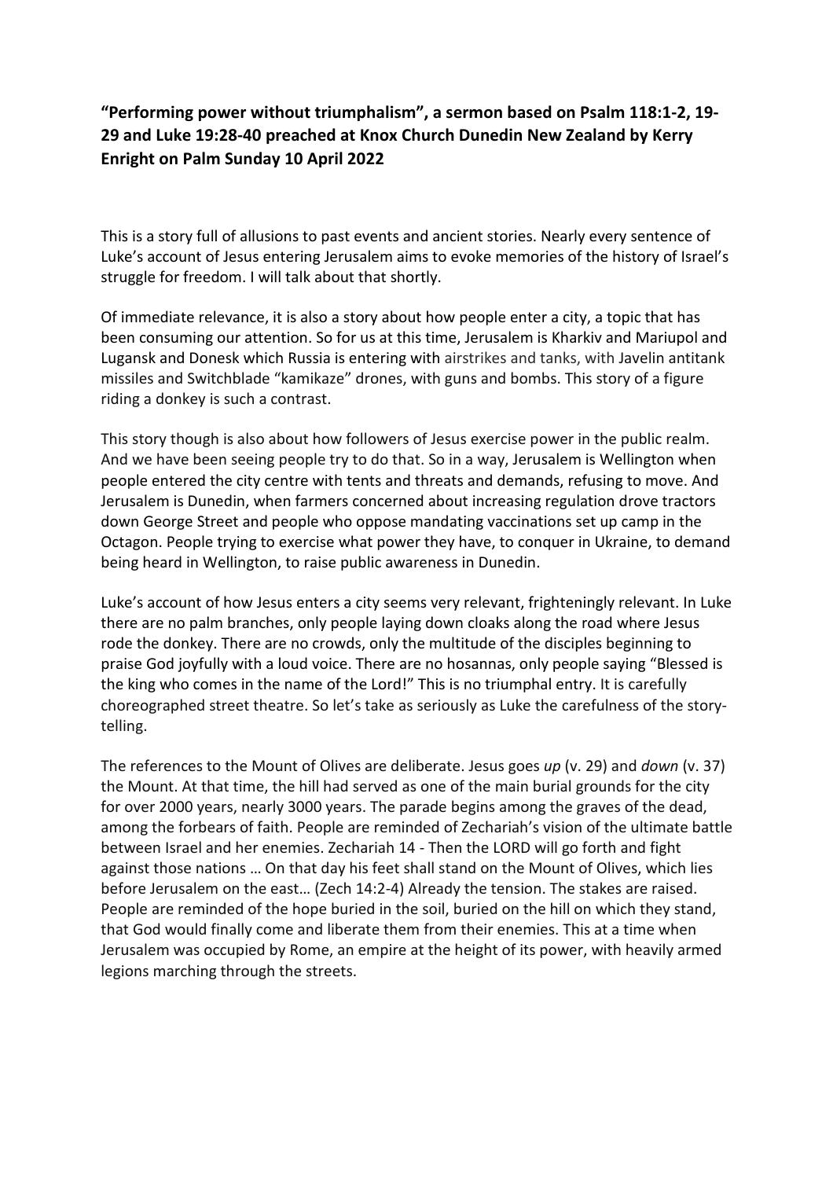**"Performing power without triumphalism", a sermon based on Psalm 118:1-2, 19-29 and Luke 19:28-40 preached at Knox Church Dunedin New Zealand by Kerry Enright on Palm Sunday 10 April 2022**

This is a story full of allusions to past events and ancient stories. Nearly every sentence of Luke's account of Jesus entering Jerusalem aims to evoke memories of the history of Israel's struggle for freedom. I will talk about that shortly.

Of immediate relevance, it is also a story about how people enter a city, a topic that has been consuming our attention. So for us at this time, Jerusalem is Kharkiv and Mariupol and Lugansk and Donesk which Russia is entering with airstrikes and tanks, with Javelin antitank missiles and Switchblade "kamikaze" drones, with guns and bombs. This story of a figure riding a donkey is such a contrast.

This story though is also about how followers of Jesus exercise power in the public realm. And we have been seeing people try to do that. So in a way, Jerusalem is Wellington when people entered the city centre with tents and threats and demands, refusing to move. And Jerusalem is Dunedin, when farmers concerned about increasing regulation drove tractors down George Street and people who oppose mandating vaccinations set up camp in the Octagon. People trying to exercise what power they have, to conquer in Ukraine, to demand being heard in Wellington, to raise public awareness in Dunedin.

Luke's account of how Jesus enters a city seems very relevant, frighteningly relevant. In Luke there are no palm branches, only people laying down cloaks along the road where Jesus rode the donkey. There are no crowds, only the multitude of the disciples beginning to praise God joyfully with a loud voice. There are no hosannas, only people saying "Blessed is the king who comes in the name of the Lord!" This is no triumphal entry. It is carefully choreographed street theatre. So let's take as seriously as Luke the carefulness of the story-telling.

The references to the Mount of Olives are deliberate. Jesus goes *up* (v. 29) and *down* (v. 37) the Mount. At that time, the hill had served as one of the main burial grounds for the city for over 2000 years, nearly 3000 years. The parade begins among the graves of the dead, among the forbears of faith. People are reminded of Zechariah's vision of the ultimate battle between Israel and her enemies. Zechariah 14 - Then the LORD will go forth and fight against those nations … On that day his feet shall stand on the Mount of Olives, which lies before Jerusalem on the east… (Zech 14:2-4) Already the tension. The stakes are raised. People are reminded of the hope buried in the soil, buried on the hill on which they stand, that God would finally come and liberate them from their enemies. This at a time when Jerusalem was occupied by Rome, an empire at the height of its power, with heavily armed legions marching through the streets.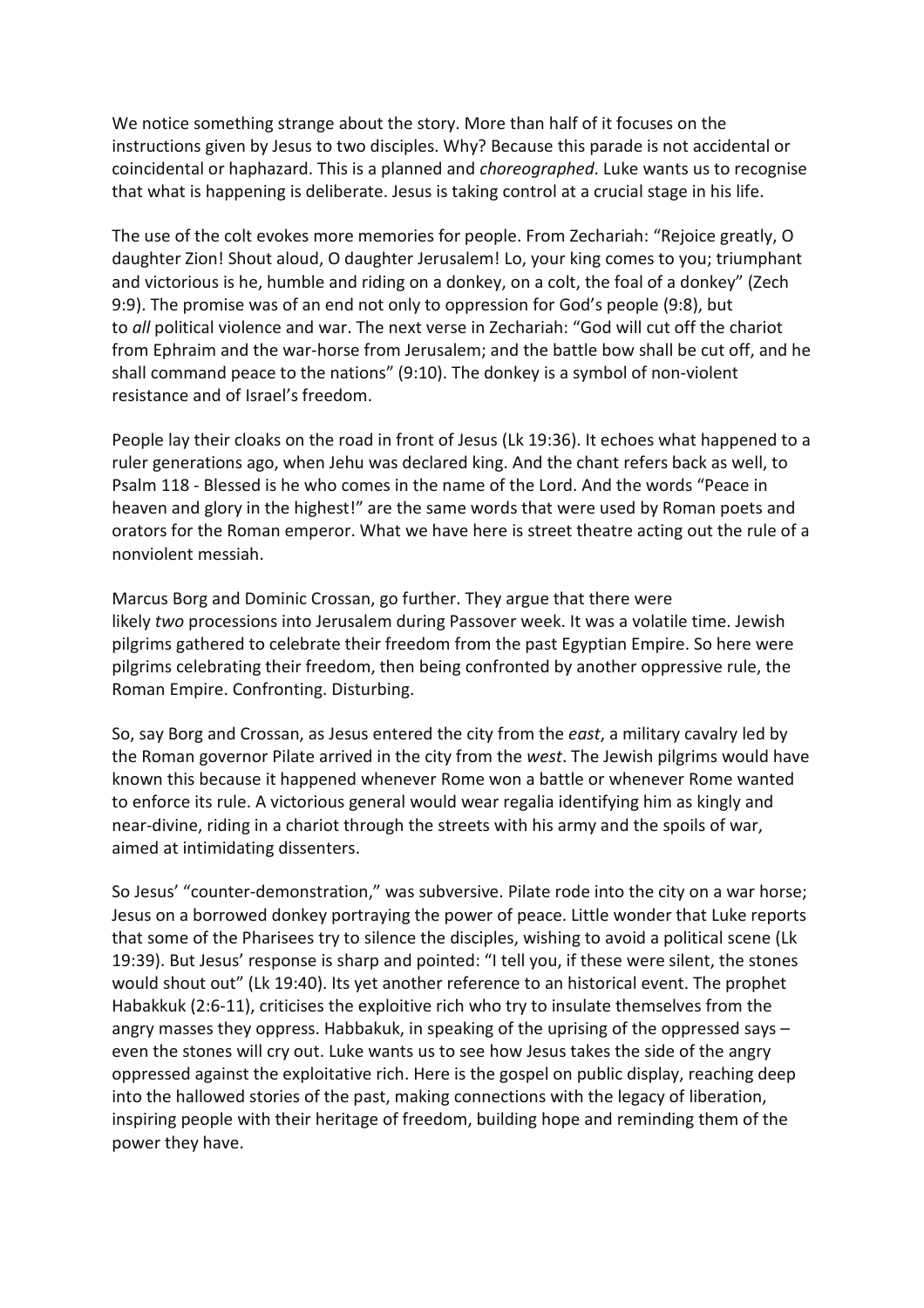We notice something strange about the story. More than half of it focuses on the instructions given by Jesus to two disciples. Why? Because this parade is not accidental or coincidental or haphazard. This is a planned and *choreographed*. Luke wants us to recognise that what is happening is deliberate. Jesus is taking control at a crucial stage in his life.

The use of the colt evokes more memories for people. From Zechariah: "Rejoice greatly, O daughter Zion! Shout aloud, O daughter Jerusalem! Lo, your king comes to you; triumphant and victorious is he, humble and riding on a donkey, on a colt, the foal of a donkey" (Zech 9:9). The promise was of an end not only to oppression for God's people (9:8), but to *all* political violence and war. The next verse in Zechariah: "God will cut off the chariot from Ephraim and the war-horse from Jerusalem; and the battle bow shall be cut off, and he shall command peace to the nations" (9:10). The donkey is a symbol of non-violent resistance and of Israel's freedom.

People lay their cloaks on the road in front of Jesus (Lk 19:36). It echoes what happened to a ruler generations ago, when Jehu was declared king. And the chant refers back as well, to Psalm 118 - Blessed is he who comes in the name of the Lord. And the words "Peace in heaven and glory in the highest!" are the same words that were used by Roman poets and orators for the Roman emperor. What we have here is street theatre acting out the rule of a nonviolent messiah.

Marcus Borg and Dominic Crossan, go further. They argue that there were likely *two* processions into Jerusalem during Passover week. It was a volatile time. Jewish pilgrims gathered to celebrate their freedom from the past Egyptian Empire. So here were pilgrims celebrating their freedom, then being confronted by another oppressive rule, the Roman Empire. Confronting. Disturbing.

So, say Borg and Crossan, as Jesus entered the city from the *east*, a military cavalry led by the Roman governor Pilate arrived in the city from the *west*. The Jewish pilgrims would have known this because it happened whenever Rome won a battle or whenever Rome wanted to enforce its rule. A victorious general would wear regalia identifying him as kingly and near-divine, riding in a chariot through the streets with his army and the spoils of war, aimed at intimidating dissenters.

So Jesus' "counter-demonstration," was subversive. Pilate rode into the city on a war horse; Jesus on a borrowed donkey portraying the power of peace. Little wonder that Luke reports that some of the Pharisees try to silence the disciples, wishing to avoid a political scene (Lk 19:39). But Jesus' response is sharp and pointed: "I tell you, if these were silent, the stones would shout out" (Lk 19:40). Its yet another reference to an historical event. The prophet Habakkuk (2:6-11), criticises the exploitive rich who try to insulate themselves from the angry masses they oppress. Habbakuk, in speaking of the uprising of the oppressed says – even the stones will cry out. Luke wants us to see how Jesus takes the side of the angry oppressed against the exploitative rich. Here is the gospel on public display, reaching deep into the hallowed stories of the past, making connections with the legacy of liberation, inspiring people with their heritage of freedom, building hope and reminding them of the power they have.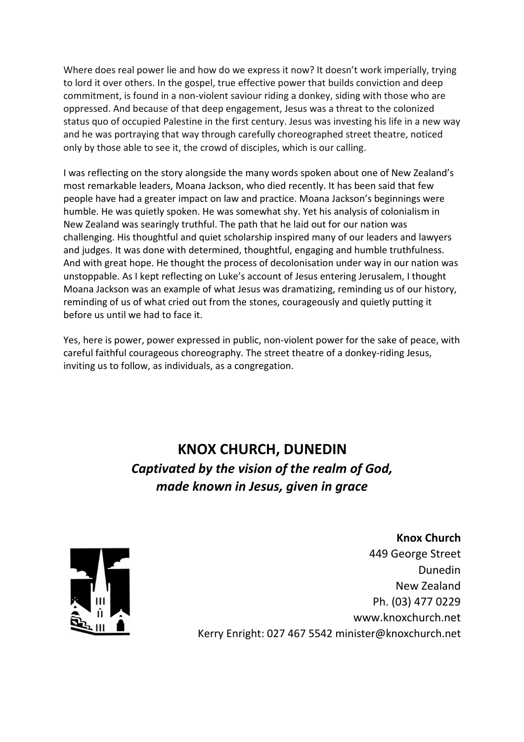Where does real power lie and how do we express it now? It doesn't work imperially, trying to lord it over others. In the gospel, true effective power that builds conviction and deep commitment, is found in a non-violent saviour riding a donkey, siding with those who are oppressed. And because of that deep engagement, Jesus was a threat to the colonized status quo of occupied Palestine in the first century. Jesus was investing his life in a new way and he was portraying that way through carefully choreographed street theatre, noticed only by those able to see it, the crowd of disciples, which is our calling.

I was reflecting on the story alongside the many words spoken about one of New Zealand's most remarkable leaders, Moana Jackson, who died recently. It has been said that few people have had a greater impact on law and practice. Moana Jackson's beginnings were humble. He was quietly spoken. He was somewhat shy. Yet his analysis of colonialism in New Zealand was searingly truthful. The path that he laid out for our nation was challenging. His thoughtful and quiet scholarship inspired many of our leaders and lawyers and judges. It was done with determined, thoughtful, engaging and humble truthfulness. And with great hope. He thought the process of decolonisation under way in our nation was unstoppable. As I kept reflecting on Luke's account of Jesus entering Jerusalem, I thought Moana Jackson was an example of what Jesus was dramatizing, reminding us of our history, reminding of us of what cried out from the stones, courageously and quietly putting it before us until we had to face it.

Yes, here is power, power expressed in public, non-violent power for the sake of peace, with careful faithful courageous choreography. The street theatre of a donkey-riding Jesus, inviting us to follow, as individuals, as a congregation.

## KNOX CHURCH, DUNEDIN

***Captivated by the vision of the realm of God,***
***made known in Jesus, given in grace***

**Knox Church**
449 George Street
Dunedin
New Zealand
Ph. (03) 477 0229
www.knoxchurch.net
Kerry Enright: 027 467 5542 minister@knoxchurch.net